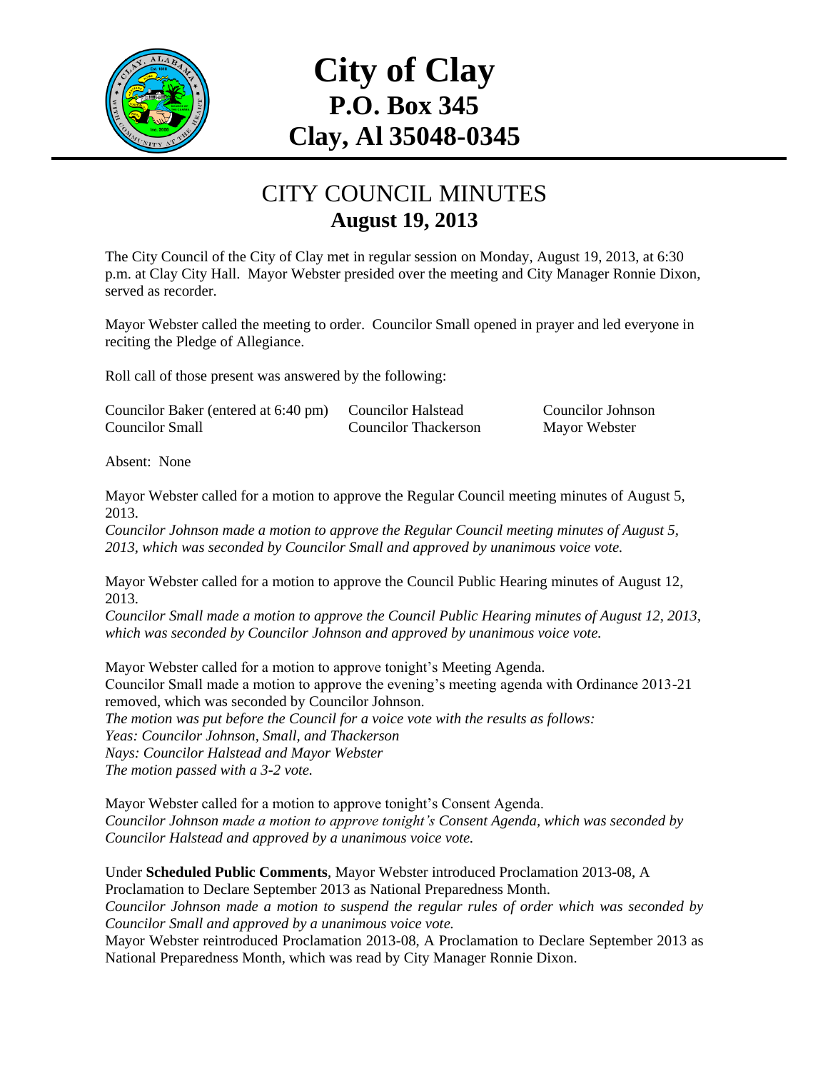# City of Clay
## P.O. Box 345
## Clay, Al 35048-0345

# CITY COUNCIL MINUTES
## August 19, 2013

The City Council of the City of Clay met in regular session on Monday, August 19, 2013, at 6:30 p.m. at Clay City Hall. Mayor Webster presided over the meeting and City Manager Ronnie Dixon, served as recorder.

Mayor Webster called the meeting to order. Councilor Small opened in prayer and led everyone in reciting the Pledge of Allegiance.

Roll call of those present was answered by the following:

| | | |
|---|---|---|
| Councilor Baker (entered at 6:40 pm) | Councilor Halstead | Councilor Johnson |
| Councilor Small | Councilor Thackerson | Mayor Webster |

Absent: None

Mayor Webster called for a motion to approve the Regular Council meeting minutes of August 5, 2013.

*Councilor Johnson made a motion to approve the Regular Council meeting minutes of August 5, 2013, which was seconded by Councilor Small and approved by unanimous voice vote.*

Mayor Webster called for a motion to approve the Council Public Hearing minutes of August 12, 2013.

*Councilor Small made a motion to approve the Council Public Hearing minutes of August 12, 2013, which was seconded by Councilor Johnson and approved by unanimous voice vote.*

Mayor Webster called for a motion to approve tonight's Meeting Agenda.

Councilor Small made a motion to approve the evening's meeting agenda with Ordinance 2013-21 removed, which was seconded by Councilor Johnson.

*The motion was put before the Council for a voice vote with the results as follows:*

*Yeas: Councilor Johnson, Small, and Thackerson*

*Nays: Councilor Halstead and Mayor Webster*

*The motion passed with a 3-2 vote.*

Mayor Webster called for a motion to approve tonight's Consent Agenda.

*Councilor Johnson made a motion to approve tonight's Consent Agenda, which was seconded by Councilor Halstead and approved by a unanimous voice vote.*

Under **Scheduled Public Comments**, Mayor Webster introduced Proclamation 2013-08, A Proclamation to Declare September 2013 as National Preparedness Month.

*Councilor Johnson made a motion to suspend the regular rules of order which was seconded by Councilor Small and approved by a unanimous voice vote.*

Mayor Webster reintroduced Proclamation 2013-08, A Proclamation to Declare September 2013 as National Preparedness Month, which was read by City Manager Ronnie Dixon.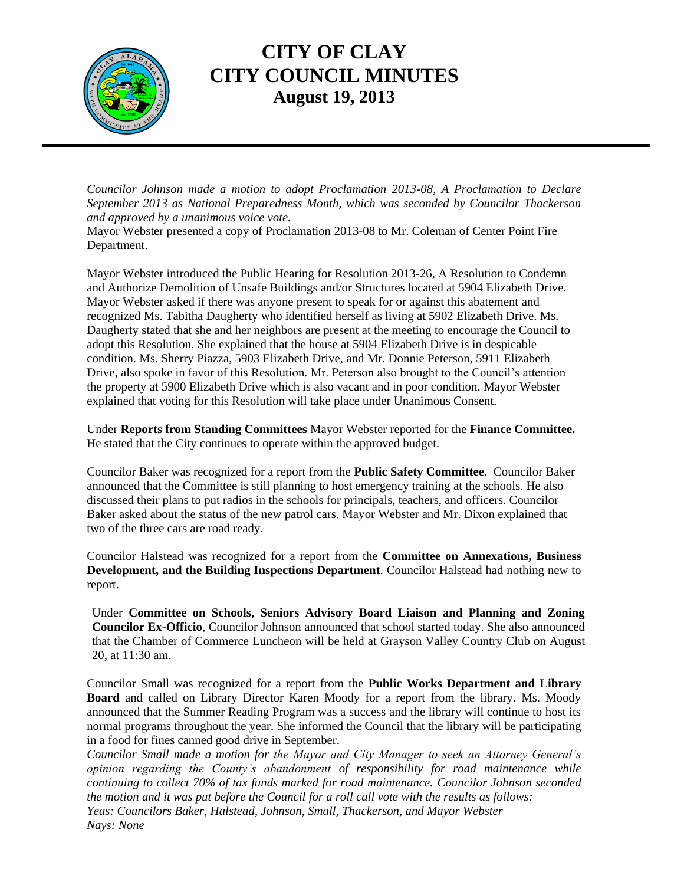# CITY OF CLAY
# CITY COUNCIL MINUTES
## August 19, 2013

*Councilor Johnson made a motion to adopt Proclamation 2013-08, A Proclamation to Declare September 2013 as National Preparedness Month, which was seconded by Councilor Thackerson and approved by a unanimous voice vote.*

Mayor Webster presented a copy of Proclamation 2013-08 to Mr. Coleman of Center Point Fire Department.

Mayor Webster introduced the Public Hearing for Resolution 2013-26, A Resolution to Condemn and Authorize Demolition of Unsafe Buildings and/or Structures located at 5904 Elizabeth Drive. Mayor Webster asked if there was anyone present to speak for or against this abatement and recognized Ms. Tabitha Daugherty who identified herself as living at 5902 Elizabeth Drive. Ms. Daugherty stated that she and her neighbors are present at the meeting to encourage the Council to adopt this Resolution. She explained that the house at 5904 Elizabeth Drive is in despicable condition. Ms. Sherry Piazza, 5903 Elizabeth Drive, and Mr. Donnie Peterson, 5911 Elizabeth Drive, also spoke in favor of this Resolution. Mr. Peterson also brought to the Council's attention the property at 5900 Elizabeth Drive which is also vacant and in poor condition. Mayor Webster explained that voting for this Resolution will take place under Unanimous Consent.

Under **Reports from Standing Committees** Mayor Webster reported for the **Finance Committee.** He stated that the City continues to operate within the approved budget.

Councilor Baker was recognized for a report from the **Public Safety Committee**. Councilor Baker announced that the Committee is still planning to host emergency training at the schools. He also discussed their plans to put radios in the schools for principals, teachers, and officers. Councilor Baker asked about the status of the new patrol cars. Mayor Webster and Mr. Dixon explained that two of the three cars are road ready.

Councilor Halstead was recognized for a report from the **Committee on Annexations, Business Development, and the Building Inspections Department**. Councilor Halstead had nothing new to report.

Under **Committee on Schools, Seniors Advisory Board Liaison and Planning and Zoning Councilor Ex-Officio**, Councilor Johnson announced that school started today. She also announced that the Chamber of Commerce Luncheon will be held at Grayson Valley Country Club on August 20, at 11:30 am.

Councilor Small was recognized for a report from the **Public Works Department and Library Board** and called on Library Director Karen Moody for a report from the library. Ms. Moody announced that the Summer Reading Program was a success and the library will continue to host its normal programs throughout the year. She informed the Council that the library will be participating in a food for fines canned good drive in September.

*Councilor Small made a motion for the Mayor and City Manager to seek an Attorney General's opinion regarding the County's abandonment of responsibility for road maintenance while continuing to collect 70% of tax funds marked for road maintenance. Councilor Johnson seconded the motion and it was put before the Council for a roll call vote with the results as follows:*
*Yeas: Councilors Baker, Halstead, Johnson, Small, Thackerson, and Mayor Webster*
*Nays: None*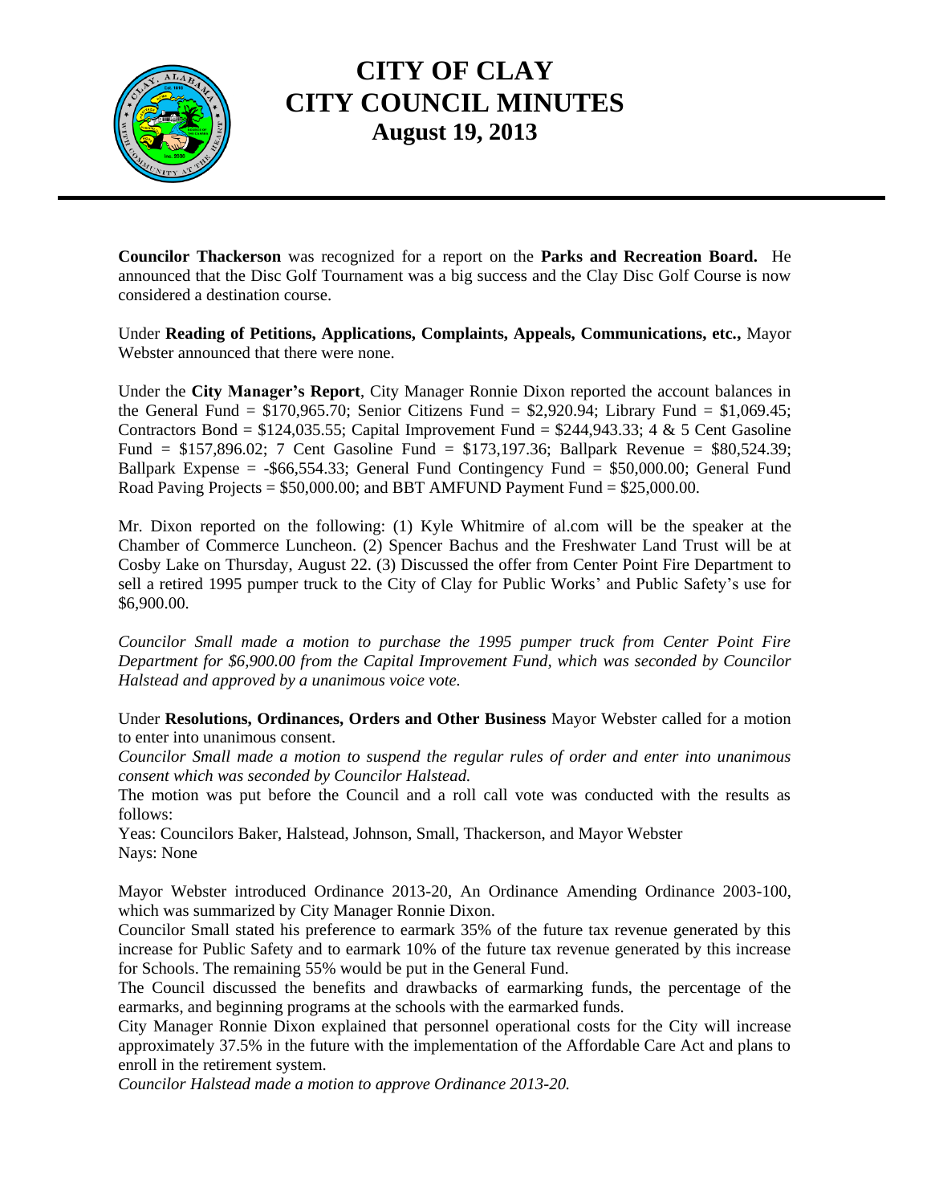**Councilor Thackerson** was recognized for a report on the **Parks and Recreation Board.** He announced that the Disc Golf Tournament was a big success and the Clay Disc Golf Course is now considered a destination course.

Under **Reading of Petitions, Applications, Complaints, Appeals, Communications, etc.,** Mayor Webster announced that there were none.

Under the **City Manager's Report**, City Manager Ronnie Dixon reported the account balances in the General Fund = $170,965.70; Senior Citizens Fund = $2,920.94; Library Fund = $1,069.45; Contractors Bond = $124,035.55; Capital Improvement Fund = $244,943.33; 4 & 5 Cent Gasoline Fund = $157,896.02; 7 Cent Gasoline Fund = $173,197.36; Ballpark Revenue = $80,524.39; Ballpark Expense = -$66,554.33; General Fund Contingency Fund = $50,000.00; General Fund Road Paving Projects = $50,000.00; and BBT AMFUND Payment Fund = $25,000.00.

Mr. Dixon reported on the following: (1) Kyle Whitmire of al.com will be the speaker at the Chamber of Commerce Luncheon. (2) Spencer Bachus and the Freshwater Land Trust will be at Cosby Lake on Thursday, August 22. (3) Discussed the offer from Center Point Fire Department to sell a retired 1995 pumper truck to the City of Clay for Public Works' and Public Safety's use for $6,900.00.

*Councilor Small made a motion to purchase the 1995 pumper truck from Center Point Fire Department for $6,900.00 from the Capital Improvement Fund, which was seconded by Councilor Halstead and approved by a unanimous voice vote.*

Under **Resolutions, Ordinances, Orders and Other Business** Mayor Webster called for a motion to enter into unanimous consent.

*Councilor Small made a motion to suspend the regular rules of order and enter into unanimous consent which was seconded by Councilor Halstead.*

The motion was put before the Council and a roll call vote was conducted with the results as follows:

Yeas: Councilors Baker, Halstead, Johnson, Small, Thackerson, and Mayor Webster

Nays: None

Mayor Webster introduced Ordinance 2013-20, An Ordinance Amending Ordinance 2003-100, which was summarized by City Manager Ronnie Dixon.

Councilor Small stated his preference to earmark 35% of the future tax revenue generated by this increase for Public Safety and to earmark 10% of the future tax revenue generated by this increase for Schools. The remaining 55% would be put in the General Fund.

The Council discussed the benefits and drawbacks of earmarking funds, the percentage of the earmarks, and beginning programs at the schools with the earmarked funds.

City Manager Ronnie Dixon explained that personnel operational costs for the City will increase approximately 37.5% in the future with the implementation of the Affordable Care Act and plans to enroll in the retirement system.

*Councilor Halstead made a motion to approve Ordinance 2013-20.*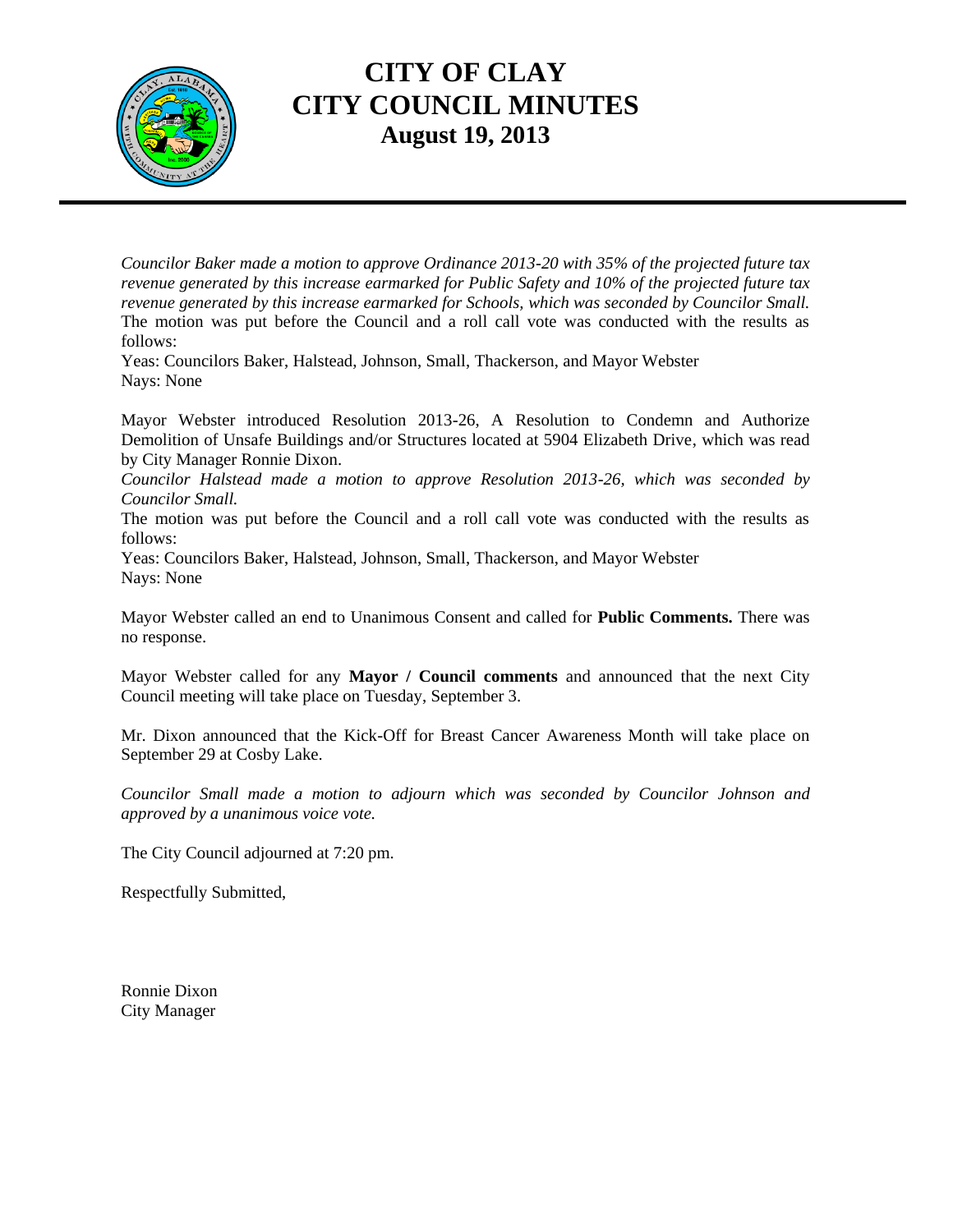# CITY OF CLAY
# CITY COUNCIL MINUTES
## August 19, 2013

*Councilor Baker made a motion to approve Ordinance 2013-20 with 35% of the projected future tax revenue generated by this increase earmarked for Public Safety and 10% of the projected future tax revenue generated by this increase earmarked for Schools, which was seconded by Councilor Small.*
The motion was put before the Council and a roll call vote was conducted with the results as follows:
Yeas: Councilors Baker, Halstead, Johnson, Small, Thackerson, and Mayor Webster
Nays: None

Mayor Webster introduced Resolution 2013-26, A Resolution to Condemn and Authorize Demolition of Unsafe Buildings and/or Structures located at 5904 Elizabeth Drive, which was read by City Manager Ronnie Dixon.
*Councilor Halstead made a motion to approve Resolution 2013-26, which was seconded by Councilor Small.*
The motion was put before the Council and a roll call vote was conducted with the results as follows:
Yeas: Councilors Baker, Halstead, Johnson, Small, Thackerson, and Mayor Webster
Nays: None

Mayor Webster called an end to Unanimous Consent and called for **Public Comments.** There was no response.

Mayor Webster called for any **Mayor / Council comments** and announced that the next City Council meeting will take place on Tuesday, September 3.

Mr. Dixon announced that the Kick-Off for Breast Cancer Awareness Month will take place on September 29 at Cosby Lake.

*Councilor Small made a motion to adjourn which was seconded by Councilor Johnson and approved by a unanimous voice vote.*

The City Council adjourned at 7:20 pm.

Respectfully Submitted,

Ronnie Dixon
City Manager